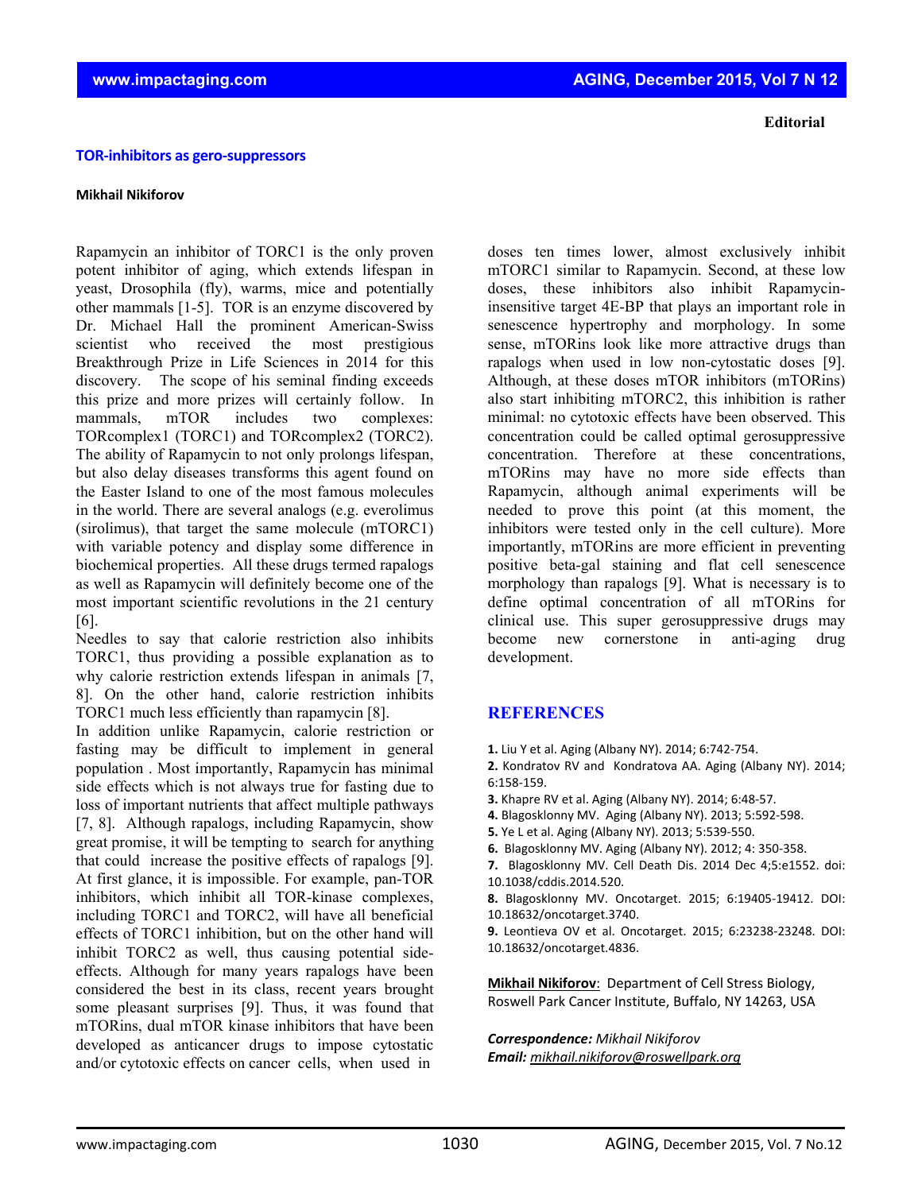**Editorial**

# TOR-inhibitors as gero-suppressors

**Mikhail Nikiforov**

Rapamycin an inhibitor of TORC1 is the only proven potent inhibitor of aging, which extends lifespan in yeast, Drosophila (fly), warms, mice and potentially other mammals [1-5]. TOR is an enzyme discovered by Dr. Michael Hall the prominent American-Swiss scientist who received the most prestigious Breakthrough Prize in Life Sciences in 2014 for this discovery. The scope of his seminal finding exceeds this prize and more prizes will certainly follow. In mammals, mTOR includes two complexes: TORcomplex1 (TORC1) and TORcomplex2 (TORC2). The ability of Rapamycin to not only prolongs lifespan, but also delay diseases transforms this agent found on the Easter Island to one of the most famous molecules in the world. There are several analogs (e.g. everolimus (sirolimus), that target the same molecule (mTORC1) with variable potency and display some difference in biochemical properties. All these drugs termed rapalogs as well as Rapamycin will definitely become one of the most important scientific revolutions in the 21 century [6].

Needles to say that calorie restriction also inhibits TORC1, thus providing a possible explanation as to why calorie restriction extends lifespan in animals [7, 8]. On the other hand, calorie restriction inhibits TORC1 much less efficiently than rapamycin [8].

In addition unlike Rapamycin, calorie restriction or fasting may be difficult to implement in general population . Most importantly, Rapamycin has minimal side effects which is not always true for fasting due to loss of important nutrients that affect multiple pathways [7, 8]. Although rapalogs, including Rapamycin, show great promise, it will be tempting to search for anything that could increase the positive effects of rapalogs [9]. At first glance, it is impossible. For example, pan-TOR inhibitors, which inhibit all TOR-kinase complexes, including TORC1 and TORC2, will have all beneficial effects of TORC1 inhibition, but on the other hand will inhibit TORC2 as well, thus causing potential side-effects. Although for many years rapalogs have been considered the best in its class, recent years brought some pleasant surprises [9]. Thus, it was found that mTORins, dual mTOR kinase inhibitors that have been developed as anticancer drugs to impose cytostatic and/or cytotoxic effects on cancer cells, when used in doses ten times lower, almost exclusively inhibit mTORC1 similar to Rapamycin. Second, at these low doses, these inhibitors also inhibit Rapamycin-insensitive target 4E-BP that plays an important role in senescence hypertrophy and morphology. In some sense, mTORins look like more attractive drugs than rapalogs when used in low non-cytostatic doses [9]. Although, at these doses mTOR inhibitors (mTORins) also start inhibiting mTORC2, this inhibition is rather minimal: no cytotoxic effects have been observed. This concentration could be called optimal gerosuppressive concentration. Therefore at these concentrations, mTORins may have no more side effects than Rapamycin, although animal experiments will be needed to prove this point (at this moment, the inhibitors were tested only in the cell culture). More importantly, mTORins are more efficient in preventing positive beta-gal staining and flat cell senescence morphology than rapalogs [9]. What is necessary is to define optimal concentration of all mTORins for clinical use. This super gerosuppressive drugs may become new cornerstone in anti-aging drug development.

## REFERENCES

**1.** Liu Y et al. Aging (Albany NY). 2014; 6:742-754.

**2.** Kondratov RV and Kondratova AA. Aging (Albany NY). 2014; 6:158-159.

**3.** Khapre RV et al. Aging (Albany NY). 2014; 6:48-57.

**4.** Blagosklonny MV. Aging (Albany NY). 2013; 5:592-598.

**5.** Ye L et al. Aging (Albany NY). 2013; 5:539-550.

**6.** Blagosklonny MV. Aging (Albany NY). 2012; 4: 350-358.

**7.** Blagosklonny MV. Cell Death Dis. 2014 Dec 4;5:e1552. doi: 10.1038/cddis.2014.520.

**8.** Blagosklonny MV. Oncotarget. 2015; 6:19405-19412. DOI: 10.18632/oncotarget.3740.

**9.** Leontieva OV et al. Oncotarget. 2015; 6:23238-23248. DOI: 10.18632/oncotarget.4836.

**Mikhail Nikiforov**: Department of Cell Stress Biology, Roswell Park Cancer Institute, Buffalo, NY 14263, USA

***Correspondence:*** *Mikhail Nikiforov*
***Email:*** *mikhail.nikiforov@roswellpark.org*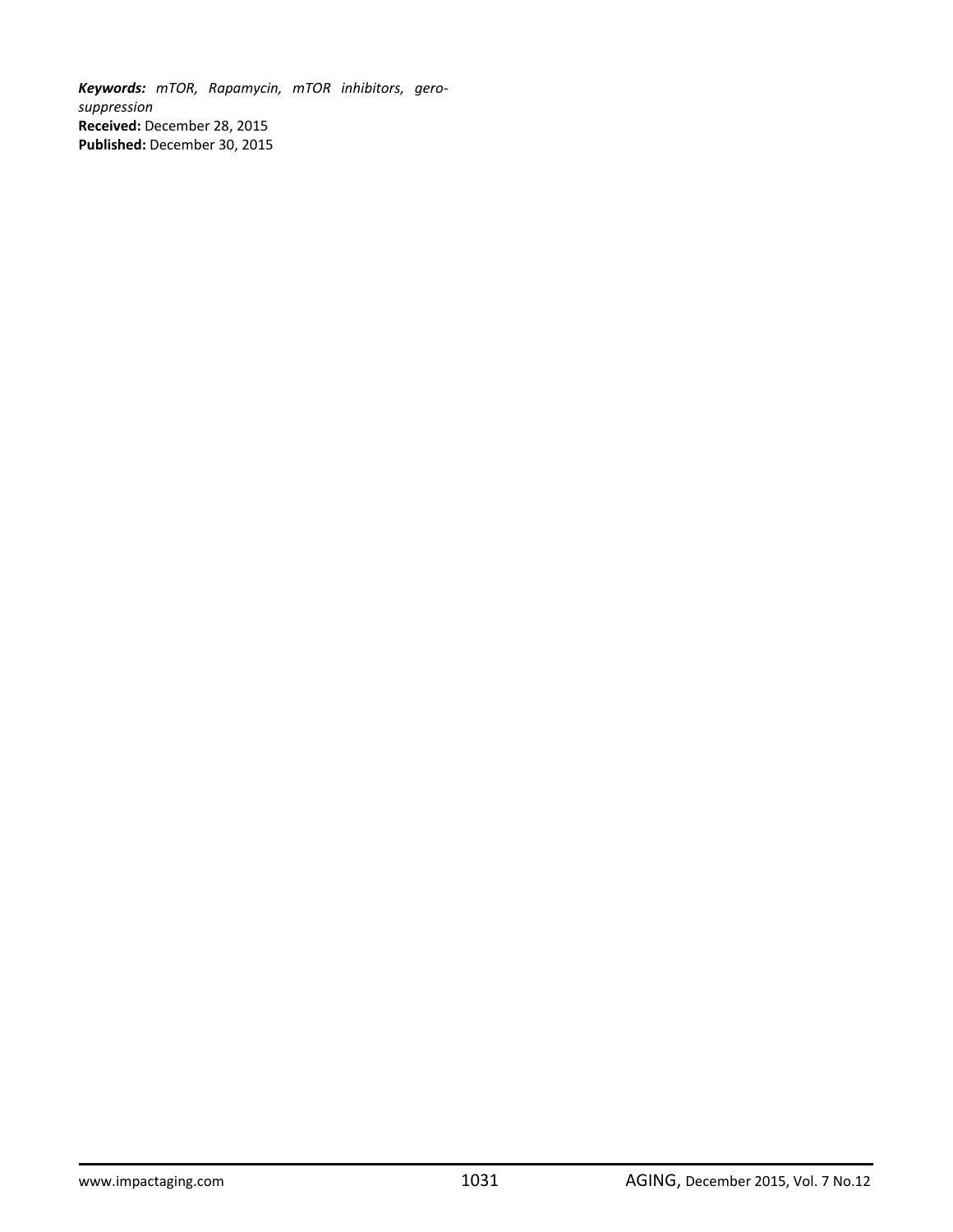***Keywords:*** *mTOR, Rapamycin, mTOR inhibitors, gero-suppression*
**Received:** December 28, 2015
**Published:** December 30, 2015